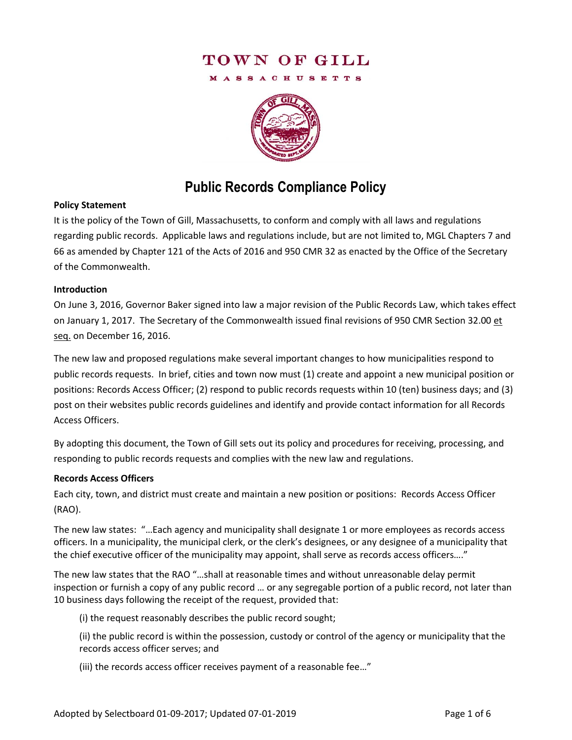# TOWN OF GILL

MASSACHUSETTS

## Public Records Compliance Policy

**Policy Statement**

It is the policy of the Town of Gill, Massachusetts, to conform and comply with all laws and regulations regarding public records. Applicable laws and regulations include, but are not limited to, MGL Chapters 7 and 66 as amended by Chapter 121 of the Acts of 2016 and 950 CMR 32 as enacted by the Office of the Secretary of the Commonwealth.

**Introduction**

On June 3, 2016, Governor Baker signed into law a major revision of the Public Records Law, which takes effect on January 1, 2017. The Secretary of the Commonwealth issued final revisions of 950 CMR Section 32.00 et seq. on December 16, 2016.

The new law and proposed regulations make several important changes to how municipalities respond to public records requests. In brief, cities and town now must (1) create and appoint a new municipal position or positions: Records Access Officer; (2) respond to public records requests within 10 (ten) business days; and (3) post on their websites public records guidelines and identify and provide contact information for all Records Access Officers.

By adopting this document, the Town of Gill sets out its policy and procedures for receiving, processing, and responding to public records requests and complies with the new law and regulations.

**Records Access Officers**

Each city, town, and district must create and maintain a new position or positions: Records Access Officer (RAO).

The new law states: "…Each agency and municipality shall designate 1 or more employees as records access officers. In a municipality, the municipal clerk, or the clerk's designees, or any designee of a municipality that the chief executive officer of the municipality may appoint, shall serve as records access officers…."

The new law states that the RAO "…shall at reasonable times and without unreasonable delay permit inspection or furnish a copy of any public record … or any segregable portion of a public record, not later than 10 business days following the receipt of the request, provided that:

(i) the request reasonably describes the public record sought;

(ii) the public record is within the possession, custody or control of the agency or municipality that the records access officer serves; and

(iii) the records access officer receives payment of a reasonable fee…"

Adopted by Selectboard 01-09-2017; Updated 07-01-2019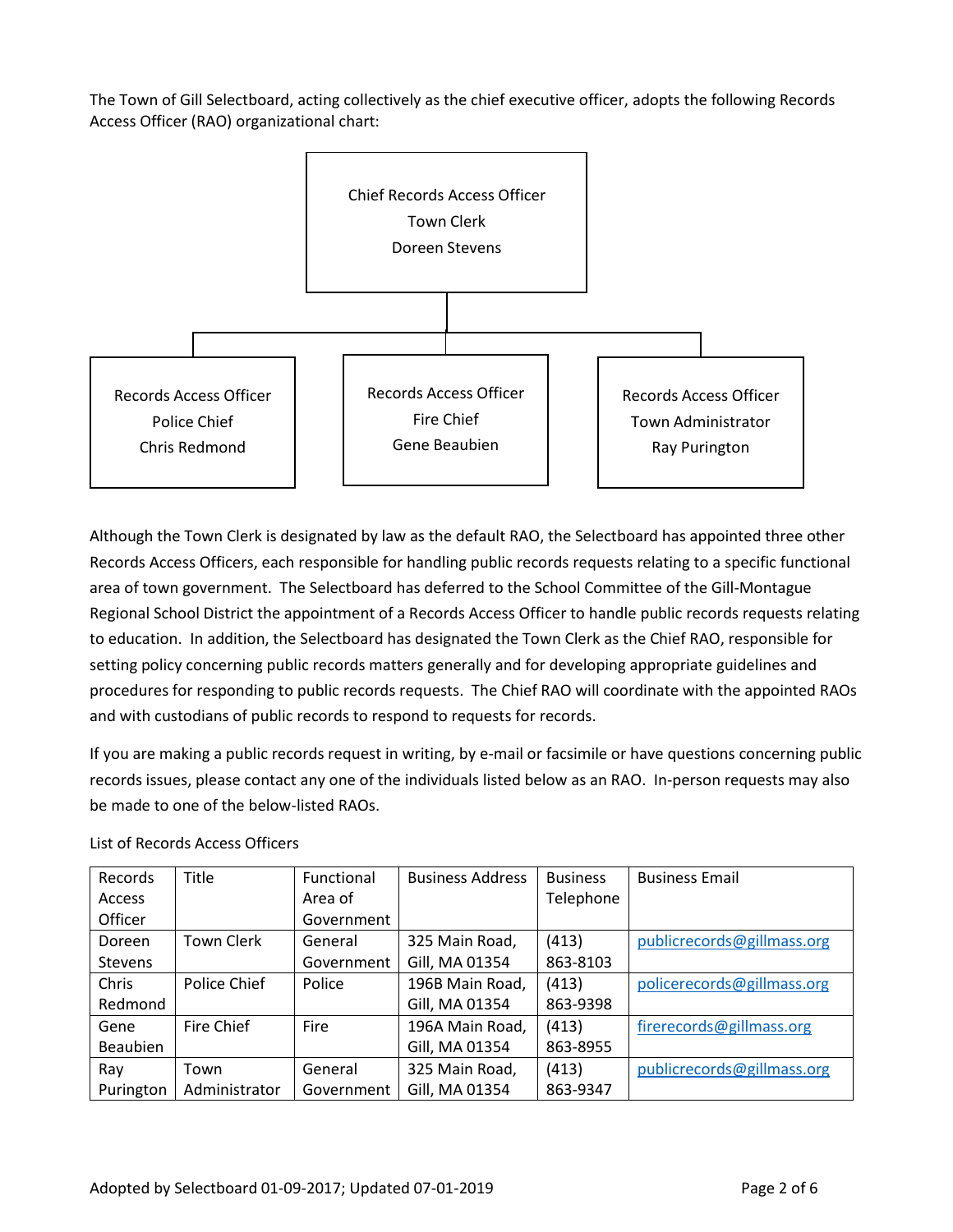The Town of Gill Selectboard, acting collectively as the chief executive officer, adopts the following Records Access Officer (RAO) organizational chart:

Chief Records Access Officer
Town Clerk
Doreen Stevens

Records Access Officer
Police Chief
Chris Redmond

Records Access Officer
Fire Chief
Gene Beaubien

Records Access Officer
Town Administrator
Ray Purington

Although the Town Clerk is designated by law as the default RAO, the Selectboard has appointed three other Records Access Officers, each responsible for handling public records requests relating to a specific functional area of town government. The Selectboard has deferred to the School Committee of the Gill-Montague Regional School District the appointment of a Records Access Officer to handle public records requests relating to education. In addition, the Selectboard has designated the Town Clerk as the Chief RAO, responsible for setting policy concerning public records matters generally and for developing appropriate guidelines and procedures for responding to public records requests. The Chief RAO will coordinate with the appointed RAOs and with custodians of public records to respond to requests for records.

If you are making a public records request in writing, by e-mail or facsimile or have questions concerning public records issues, please contact any one of the individuals listed below as an RAO. In-person requests may also be made to one of the below-listed RAOs.

List of Records Access Officers

| Records Access Officer | Title | Functional Area of Government | Business Address | Business Telephone | Business Email |
|---|---|---|---|---|---|
| Doreen Stevens | Town Clerk | General Government | 325 Main Road, Gill, MA 01354 | (413) 863-8103 | publicrecords@gillmass.org |
| Chris Redmond | Police Chief | Police | 196B Main Road, Gill, MA 01354 | (413) 863-9398 | policerecords@gillmass.org |
| Gene Beaubien | Fire Chief | Fire | 196A Main Road, Gill, MA 01354 | (413) 863-8955 | firerecords@gillmass.org |
| Ray Purington | Town Administrator | General Government | 325 Main Road, Gill, MA 01354 | (413) 863-9347 | publicrecords@gillmass.org |

Adopted by Selectboard 01-09-2017; Updated 07-01-2019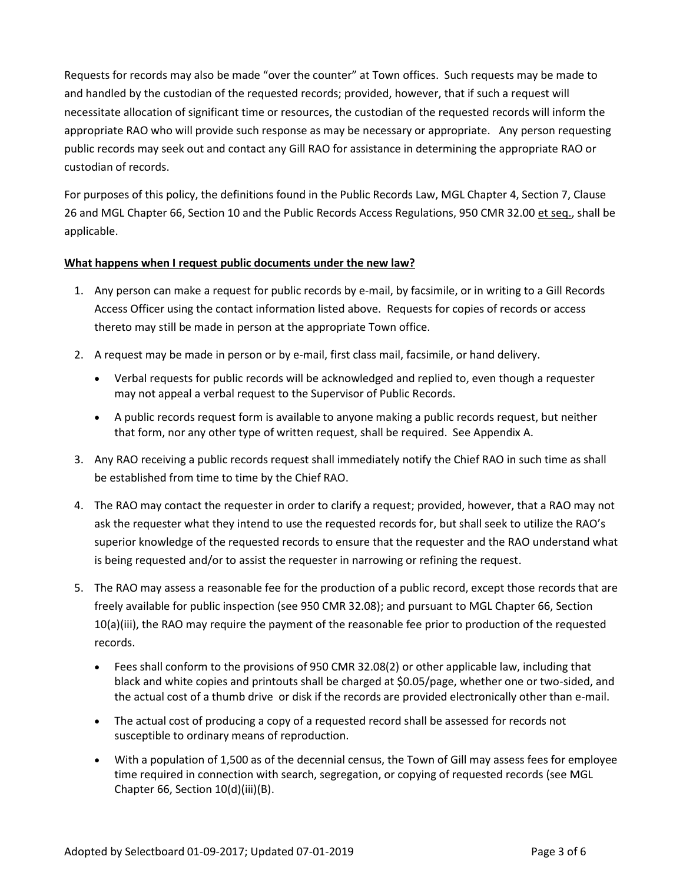Requests for records may also be made "over the counter" at Town offices. Such requests may be made to and handled by the custodian of the requested records; provided, however, that if such a request will necessitate allocation of significant time or resources, the custodian of the requested records will inform the appropriate RAO who will provide such response as may be necessary or appropriate. Any person requesting public records may seek out and contact any Gill RAO for assistance in determining the appropriate RAO or custodian of records.

For purposes of this policy, the definitions found in the Public Records Law, MGL Chapter 4, Section 7, Clause 26 and MGL Chapter 66, Section 10 and the Public Records Access Regulations, 950 CMR 32.00 et seq., shall be applicable.

**What happens when I request public documents under the new law?**

1. Any person can make a request for public records by e-mail, by facsimile, or in writing to a Gill Records Access Officer using the contact information listed above. Requests for copies of records or access thereto may still be made in person at the appropriate Town office.
2. A request may be made in person or by e-mail, first class mail, facsimile, or hand delivery.
   - Verbal requests for public records will be acknowledged and replied to, even though a requester may not appeal a verbal request to the Supervisor of Public Records.
   - A public records request form is available to anyone making a public records request, but neither that form, nor any other type of written request, shall be required. See Appendix A.
3. Any RAO receiving a public records request shall immediately notify the Chief RAO in such time as shall be established from time to time by the Chief RAO.
4. The RAO may contact the requester in order to clarify a request; provided, however, that a RAO may not ask the requester what they intend to use the requested records for, but shall seek to utilize the RAO's superior knowledge of the requested records to ensure that the requester and the RAO understand what is being requested and/or to assist the requester in narrowing or refining the request.
5. The RAO may assess a reasonable fee for the production of a public record, except those records that are freely available for public inspection (see 950 CMR 32.08); and pursuant to MGL Chapter 66, Section 10(a)(iii), the RAO may require the payment of the reasonable fee prior to production of the requested records.
   - Fees shall conform to the provisions of 950 CMR 32.08(2) or other applicable law, including that black and white copies and printouts shall be charged at $0.05/page, whether one or two-sided, and the actual cost of a thumb drive or disk if the records are provided electronically other than e-mail.
   - The actual cost of producing a copy of a requested record shall be assessed for records not susceptible to ordinary means of reproduction.
   - With a population of 1,500 as of the decennial census, the Town of Gill may assess fees for employee time required in connection with search, segregation, or copying of requested records (see MGL Chapter 66, Section 10(d)(iii)(B).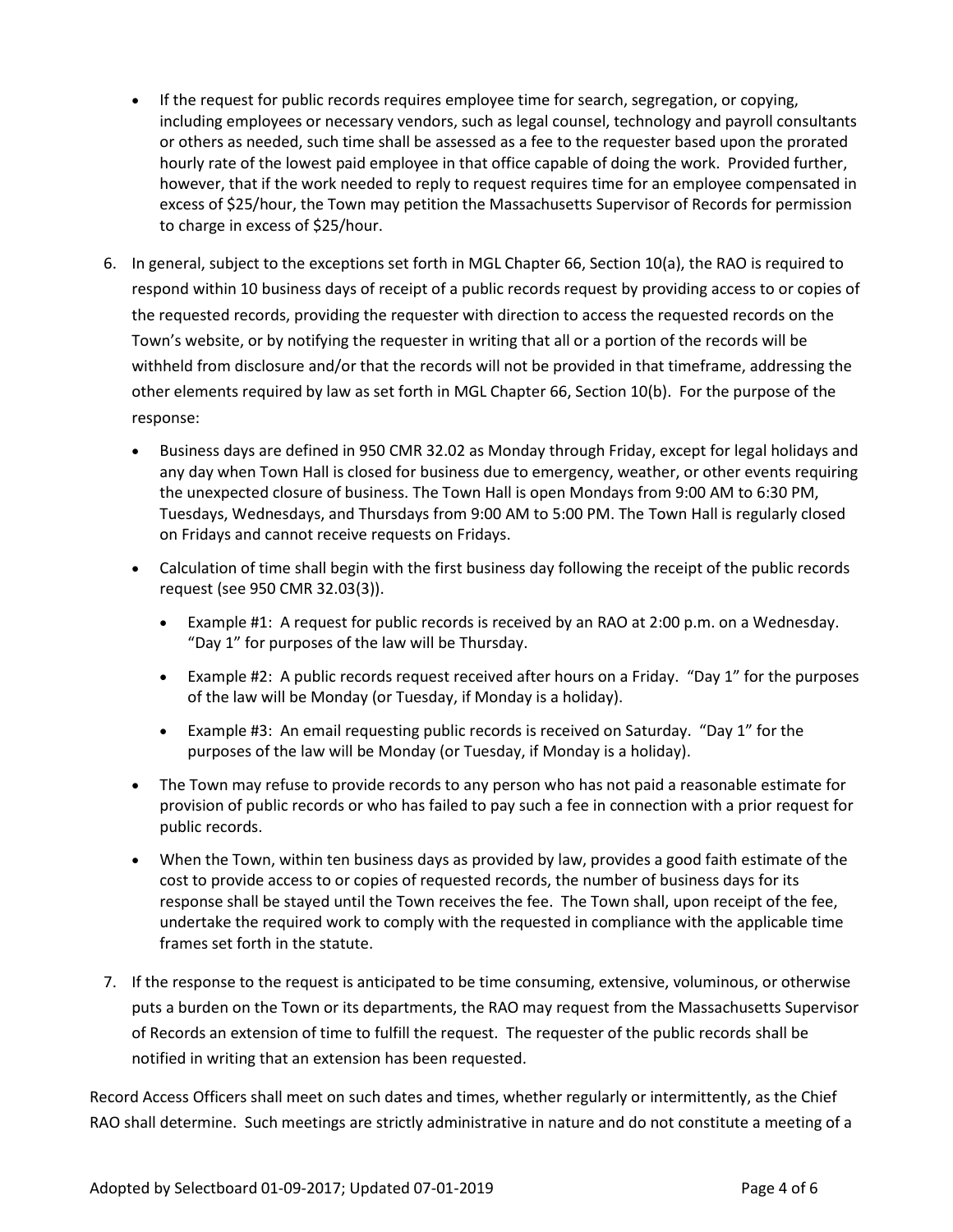- If the request for public records requires employee time for search, segregation, or copying, including employees or necessary vendors, such as legal counsel, technology and payroll consultants or others as needed, such time shall be assessed as a fee to the requester based upon the prorated hourly rate of the lowest paid employee in that office capable of doing the work. Provided further, however, that if the work needed to reply to request requires time for an employee compensated in excess of $25/hour, the Town may petition the Massachusetts Supervisor of Records for permission to charge in excess of $25/hour.

6. In general, subject to the exceptions set forth in MGL Chapter 66, Section 10(a), the RAO is required to respond within 10 business days of receipt of a public records request by providing access to or copies of the requested records, providing the requester with direction to access the requested records on the Town's website, or by notifying the requester in writing that all or a portion of the records will be withheld from disclosure and/or that the records will not be provided in that timeframe, addressing the other elements required by law as set forth in MGL Chapter 66, Section 10(b). For the purpose of the response:
   - Business days are defined in 950 CMR 32.02 as Monday through Friday, except for legal holidays and any day when Town Hall is closed for business due to emergency, weather, or other events requiring the unexpected closure of business. The Town Hall is open Mondays from 9:00 AM to 6:30 PM, Tuesdays, Wednesdays, and Thursdays from 9:00 AM to 5:00 PM. The Town Hall is regularly closed on Fridays and cannot receive requests on Fridays.
   - Calculation of time shall begin with the first business day following the receipt of the public records request (see 950 CMR 32.03(3)).
     - Example #1: A request for public records is received by an RAO at 2:00 p.m. on a Wednesday. "Day 1" for purposes of the law will be Thursday.
     - Example #2: A public records request received after hours on a Friday. "Day 1" for the purposes of the law will be Monday (or Tuesday, if Monday is a holiday).
     - Example #3: An email requesting public records is received on Saturday. "Day 1" for the purposes of the law will be Monday (or Tuesday, if Monday is a holiday).
   - The Town may refuse to provide records to any person who has not paid a reasonable estimate for provision of public records or who has failed to pay such a fee in connection with a prior request for public records.
   - When the Town, within ten business days as provided by law, provides a good faith estimate of the cost to provide access to or copies of requested records, the number of business days for its response shall be stayed until the Town receives the fee. The Town shall, upon receipt of the fee, undertake the required work to comply with the requested in compliance with the applicable time frames set forth in the statute.

7. If the response to the request is anticipated to be time consuming, extensive, voluminous, or otherwise puts a burden on the Town or its departments, the RAO may request from the Massachusetts Supervisor of Records an extension of time to fulfill the request. The requester of the public records shall be notified in writing that an extension has been requested.

Record Access Officers shall meet on such dates and times, whether regularly or intermittently, as the Chief RAO shall determine. Such meetings are strictly administrative in nature and do not constitute a meeting of a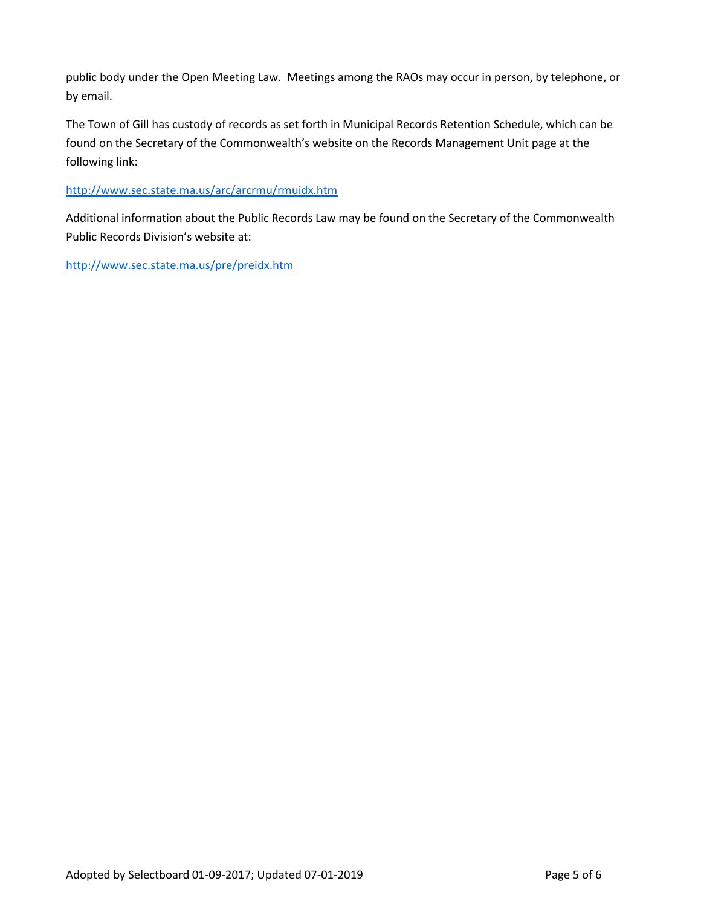public body under the Open Meeting Law. Meetings among the RAOs may occur in person, by telephone, or by email.

The Town of Gill has custody of records as set forth in Municipal Records Retention Schedule, which can be found on the Secretary of the Commonwealth's website on the Records Management Unit page at the following link:

http://www.sec.state.ma.us/arc/arcrmu/rmuidx.htm

Additional information about the Public Records Law may be found on the Secretary of the Commonwealth Public Records Division's website at:

http://www.sec.state.ma.us/pre/preidx.htm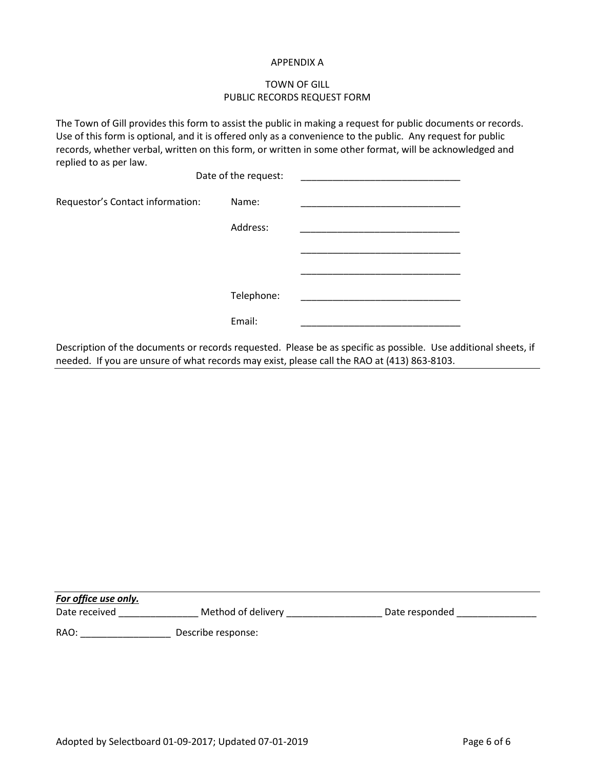APPENDIX A

TOWN OF GILL
PUBLIC RECORDS REQUEST FORM

The Town of Gill provides this form to assist the public in making a request for public documents or records. Use of this form is optional, and it is offered only as a convenience to the public. Any request for public records, whether verbal, written on this form, or written in some other format, will be acknowledged and replied to as per law.

Date of the request: ______________________________

Requestor's Contact information:

Name: ______________________________

Address: ______________________________

______________________________

______________________________

Telephone: ______________________________

Email: ______________________________

Description of the documents or records requested. Please be as specific as possible. Use additional sheets, if needed. If you are unsure of what records may exist, please call the RAO at (413) 863-8103.

---

***For office use only.***

Date received _______________ Method of delivery __________________ Date responded _______________

RAO: _________________ Describe response:

Adopted by Selectboard 01-09-2017; Updated 07-01-2019